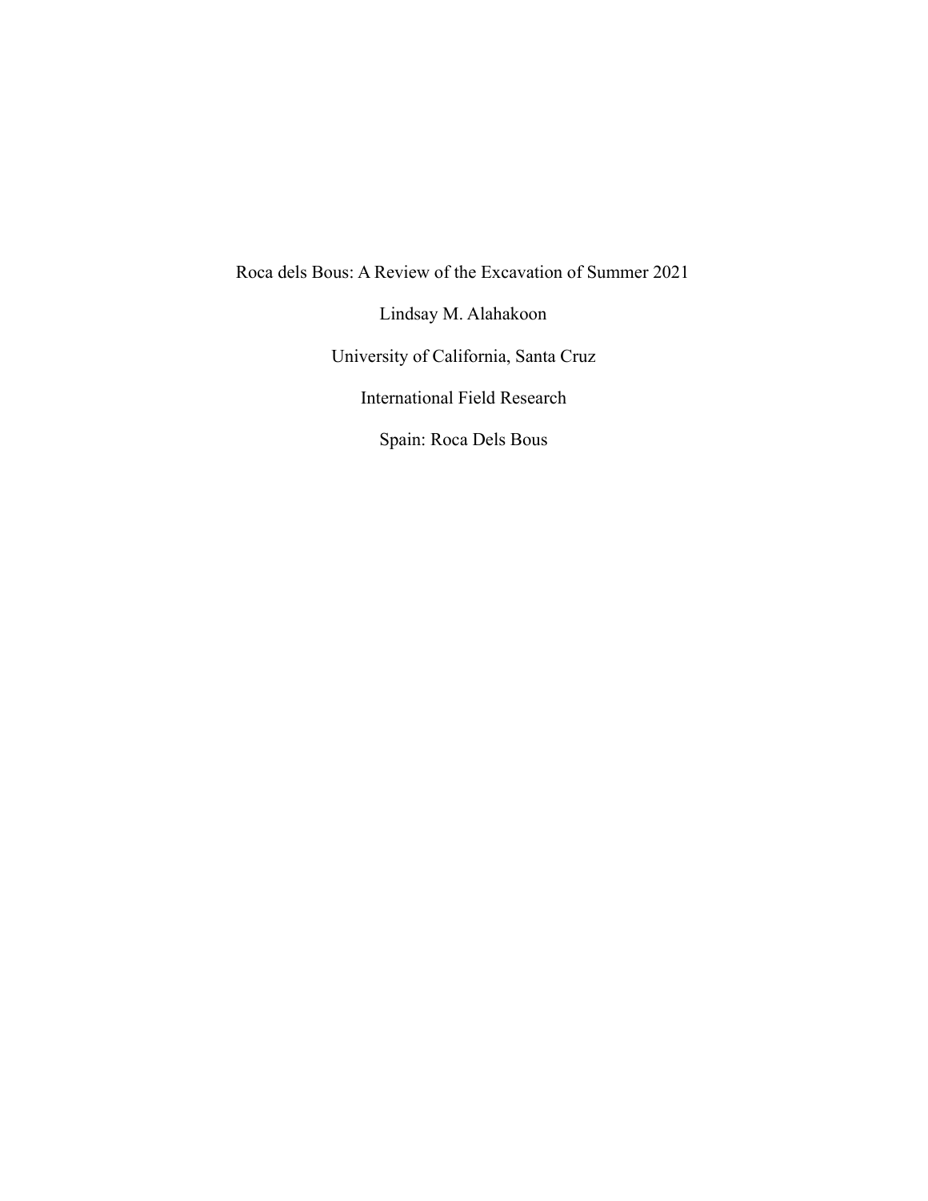# Roca dels Bous: A Review of the Excavation of Summer 2021

Lindsay M. Alahakoon

University of California, Santa Cruz

International Field Research

Spain: Roca Dels Bous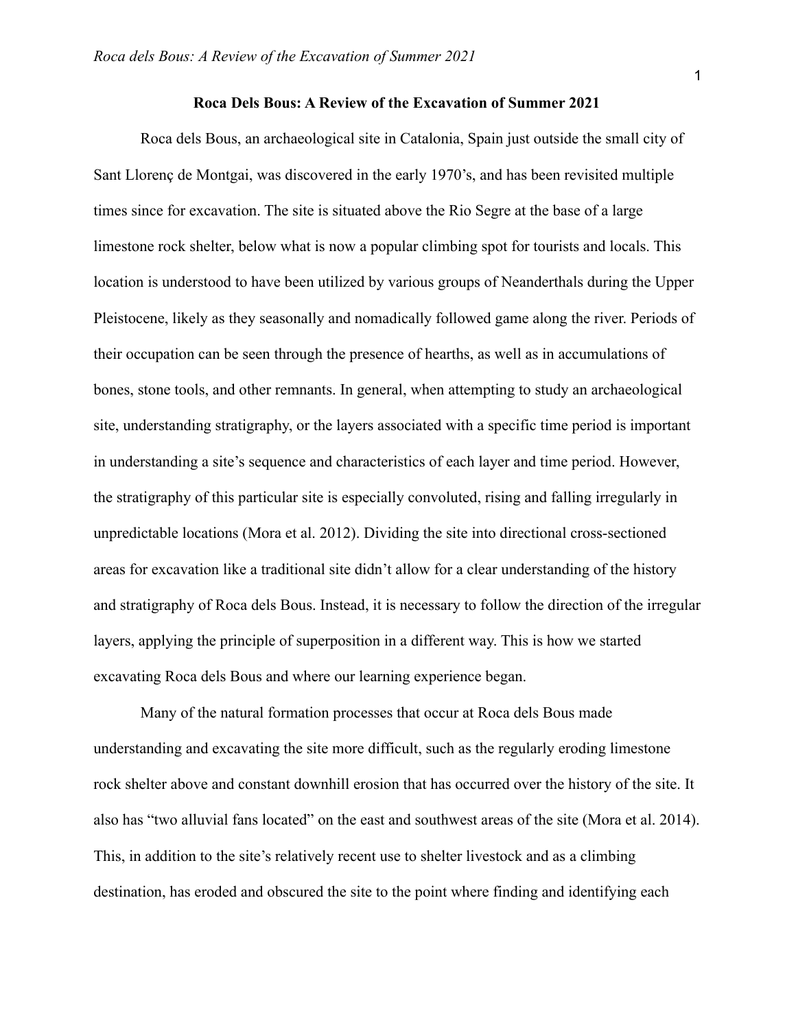**Roca Dels Bous: A Review of the Excavation of Summer 2021**

Roca dels Bous, an archaeological site in Catalonia, Spain just outside the small city of Sant Llorenç de Montgai, was discovered in the early 1970's, and has been revisited multiple times since for excavation. The site is situated above the Rio Segre at the base of a large limestone rock shelter, below what is now a popular climbing spot for tourists and locals. This location is understood to have been utilized by various groups of Neanderthals during the Upper Pleistocene, likely as they seasonally and nomadically followed game along the river. Periods of their occupation can be seen through the presence of hearths, as well as in accumulations of bones, stone tools, and other remnants. In general, when attempting to study an archaeological site, understanding stratigraphy, or the layers associated with a specific time period is important in understanding a site's sequence and characteristics of each layer and time period. However, the stratigraphy of this particular site is especially convoluted, rising and falling irregularly in unpredictable locations (Mora et al. 2012). Dividing the site into directional cross-sectioned areas for excavation like a traditional site didn't allow for a clear understanding of the history and stratigraphy of Roca dels Bous. Instead, it is necessary to follow the direction of the irregular layers, applying the principle of superposition in a different way. This is how we started excavating Roca dels Bous and where our learning experience began.

Many of the natural formation processes that occur at Roca dels Bous made understanding and excavating the site more difficult, such as the regularly eroding limestone rock shelter above and constant downhill erosion that has occurred over the history of the site. It also has "two alluvial fans located" on the east and southwest areas of the site (Mora et al. 2014). This, in addition to the site's relatively recent use to shelter livestock and as a climbing destination, has eroded and obscured the site to the point where finding and identifying each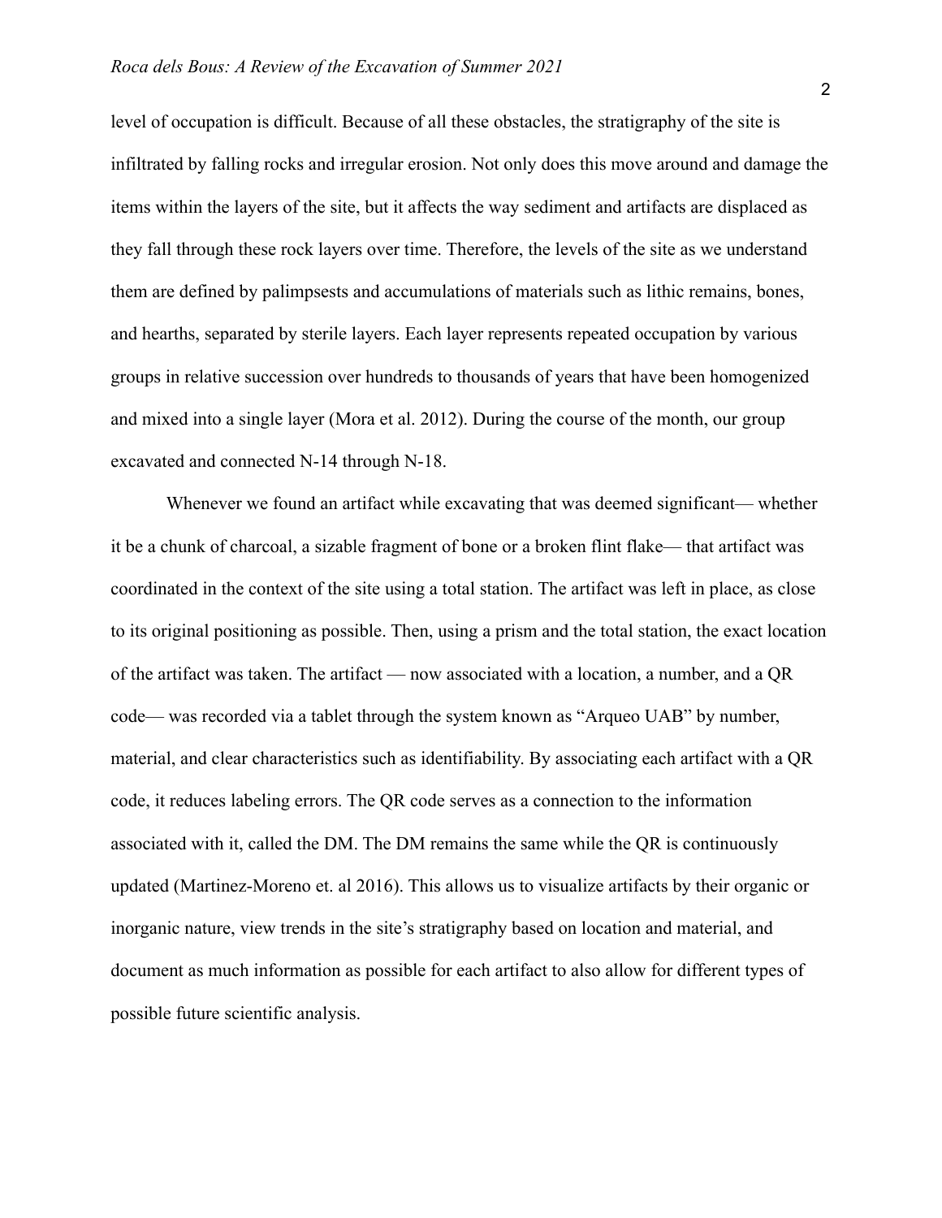level of occupation is difficult. Because of all these obstacles, the stratigraphy of the site is infiltrated by falling rocks and irregular erosion. Not only does this move around and damage the items within the layers of the site, but it affects the way sediment and artifacts are displaced as they fall through these rock layers over time. Therefore, the levels of the site as we understand them are defined by palimpsests and accumulations of materials such as lithic remains, bones, and hearths, separated by sterile layers. Each layer represents repeated occupation by various groups in relative succession over hundreds to thousands of years that have been homogenized and mixed into a single layer (Mora et al. 2012). During the course of the month, our group excavated and connected N-14 through N-18.

Whenever we found an artifact while excavating that was deemed significant— whether it be a chunk of charcoal, a sizable fragment of bone or a broken flint flake— that artifact was coordinated in the context of the site using a total station. The artifact was left in place, as close to its original positioning as possible. Then, using a prism and the total station, the exact location of the artifact was taken. The artifact — now associated with a location, a number, and a QR code— was recorded via a tablet through the system known as "Arqueo UAB" by number, material, and clear characteristics such as identifiability. By associating each artifact with a QR code, it reduces labeling errors. The QR code serves as a connection to the information associated with it, called the DM. The DM remains the same while the QR is continuously updated (Martinez-Moreno et. al 2016). This allows us to visualize artifacts by their organic or inorganic nature, view trends in the site's stratigraphy based on location and material, and document as much information as possible for each artifact to also allow for different types of possible future scientific analysis.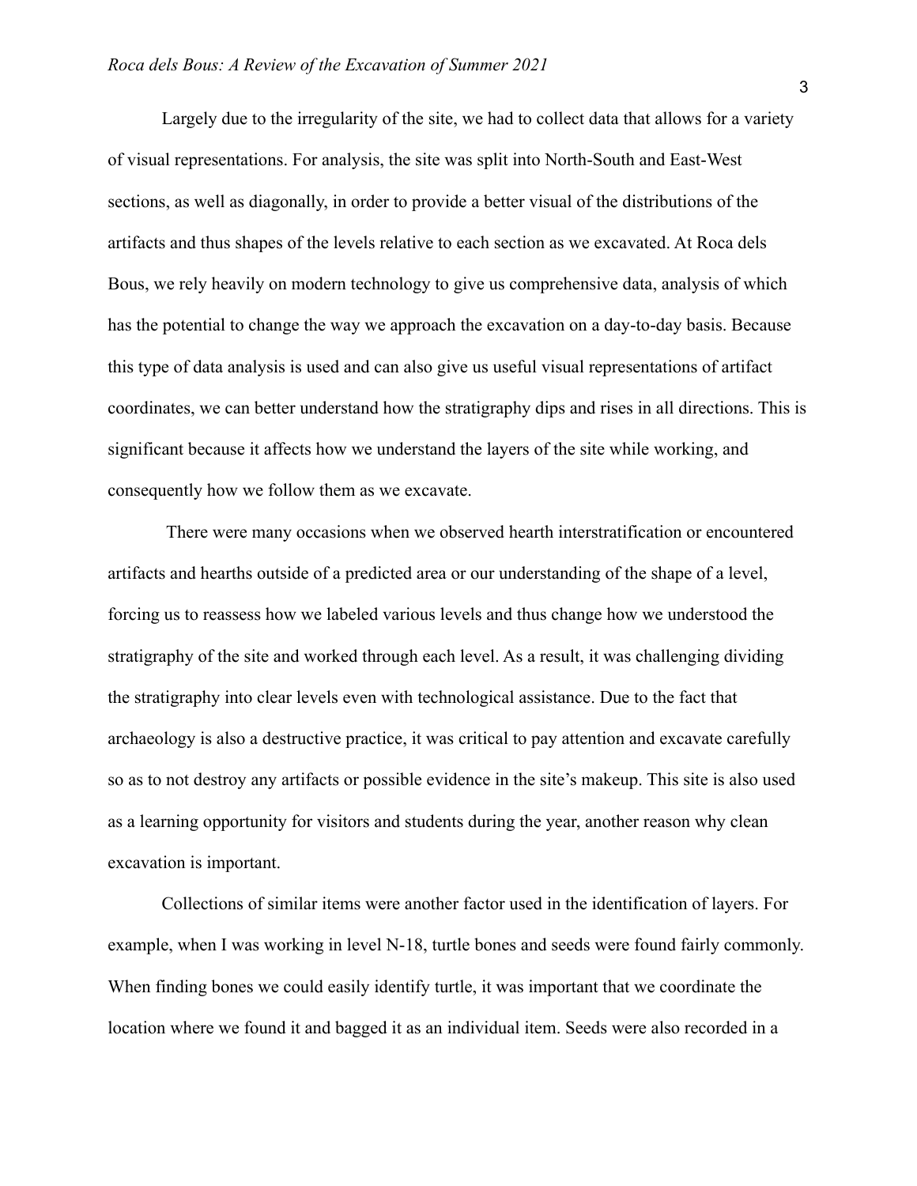Largely due to the irregularity of the site, we had to collect data that allows for a variety of visual representations. For analysis, the site was split into North-South and East-West sections, as well as diagonally, in order to provide a better visual of the distributions of the artifacts and thus shapes of the levels relative to each section as we excavated. At Roca dels Bous, we rely heavily on modern technology to give us comprehensive data, analysis of which has the potential to change the way we approach the excavation on a day-to-day basis. Because this type of data analysis is used and can also give us useful visual representations of artifact coordinates, we can better understand how the stratigraphy dips and rises in all directions. This is significant because it affects how we understand the layers of the site while working, and consequently how we follow them as we excavate.

There were many occasions when we observed hearth interstratification or encountered artifacts and hearths outside of a predicted area or our understanding of the shape of a level, forcing us to reassess how we labeled various levels and thus change how we understood the stratigraphy of the site and worked through each level. As a result, it was challenging dividing the stratigraphy into clear levels even with technological assistance. Due to the fact that archaeology is also a destructive practice, it was critical to pay attention and excavate carefully so as to not destroy any artifacts or possible evidence in the site's makeup. This site is also used as a learning opportunity for visitors and students during the year, another reason why clean excavation is important.

Collections of similar items were another factor used in the identification of layers. For example, when I was working in level N-18, turtle bones and seeds were found fairly commonly. When finding bones we could easily identify turtle, it was important that we coordinate the location where we found it and bagged it as an individual item. Seeds were also recorded in a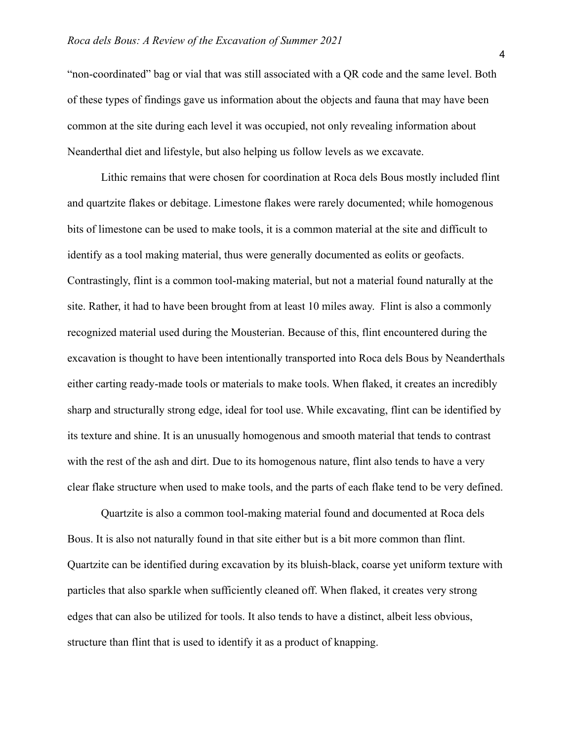"non-coordinated" bag or vial that was still associated with a QR code and the same level. Both of these types of findings gave us information about the objects and fauna that may have been common at the site during each level it was occupied, not only revealing information about Neanderthal diet and lifestyle, but also helping us follow levels as we excavate.

Lithic remains that were chosen for coordination at Roca dels Bous mostly included flint and quartzite flakes or debitage. Limestone flakes were rarely documented; while homogenous bits of limestone can be used to make tools, it is a common material at the site and difficult to identify as a tool making material, thus were generally documented as eolits or geofacts. Contrastingly, flint is a common tool-making material, but not a material found naturally at the site. Rather, it had to have been brought from at least 10 miles away. Flint is also a commonly recognized material used during the Mousterian. Because of this, flint encountered during the excavation is thought to have been intentionally transported into Roca dels Bous by Neanderthals either carting ready-made tools or materials to make tools. When flaked, it creates an incredibly sharp and structurally strong edge, ideal for tool use. While excavating, flint can be identified by its texture and shine. It is an unusually homogenous and smooth material that tends to contrast with the rest of the ash and dirt. Due to its homogenous nature, flint also tends to have a very clear flake structure when used to make tools, and the parts of each flake tend to be very defined.

Quartzite is also a common tool-making material found and documented at Roca dels Bous. It is also not naturally found in that site either but is a bit more common than flint. Quartzite can be identified during excavation by its bluish-black, coarse yet uniform texture with particles that also sparkle when sufficiently cleaned off. When flaked, it creates very strong edges that can also be utilized for tools. It also tends to have a distinct, albeit less obvious, structure than flint that is used to identify it as a product of knapping.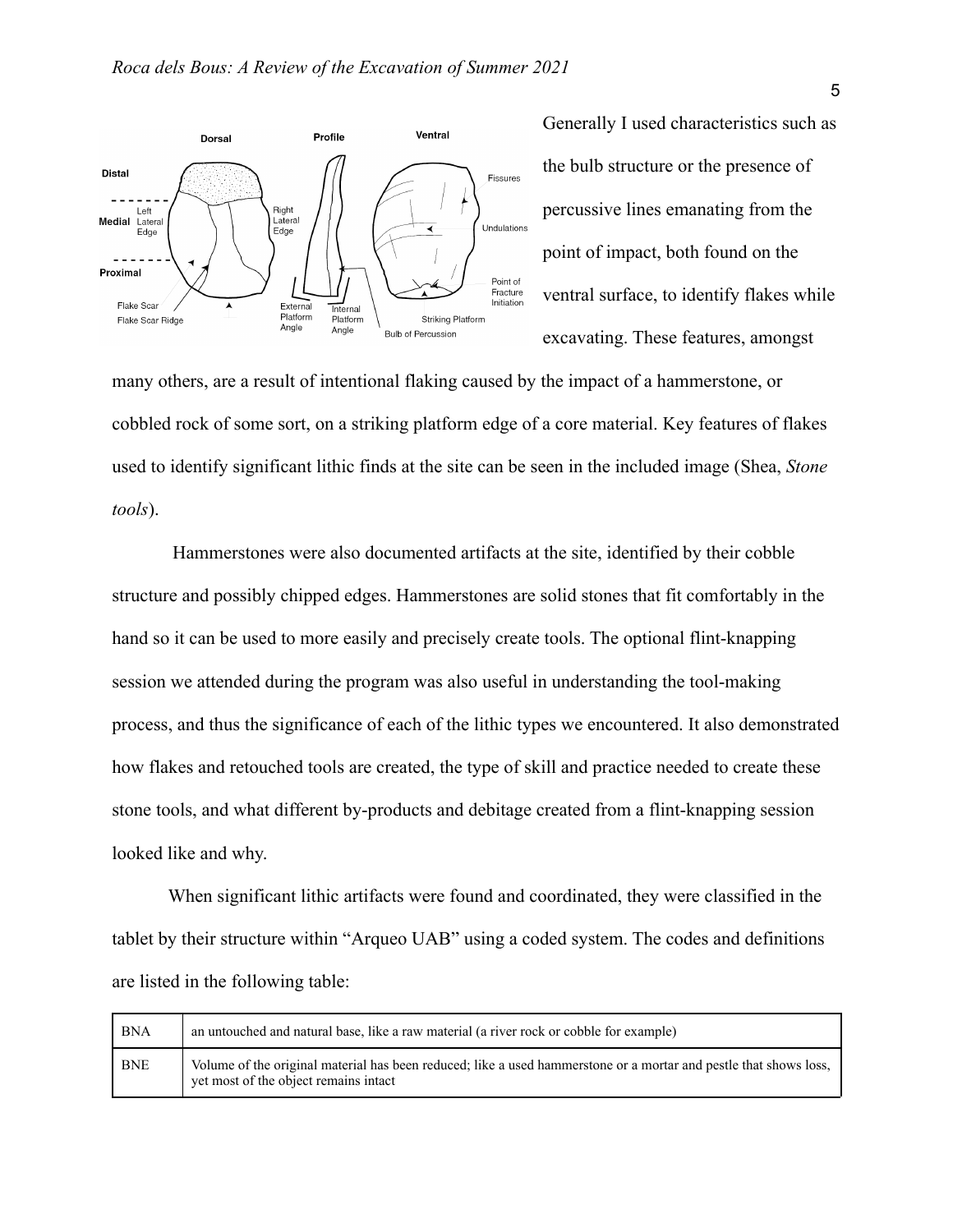Generally I used characteristics such as the bulb structure or the presence of percussive lines emanating from the point of impact, both found on the ventral surface, to identify flakes while excavating. These features, amongst many others, are a result of intentional flaking caused by the impact of a hammerstone, or cobbled rock of some sort, on a striking platform edge of a core material. Key features of flakes used to identify significant lithic finds at the site can be seen in the included image (Shea, *Stone tools*).

Hammerstones were also documented artifacts at the site, identified by their cobble structure and possibly chipped edges. Hammerstones are solid stones that fit comfortably in the hand so it can be used to more easily and precisely create tools. The optional flint-knapping session we attended during the program was also useful in understanding the tool-making process, and thus the significance of each of the lithic types we encountered. It also demonstrated how flakes and retouched tools are created, the type of skill and practice needed to create these stone tools, and what different by-products and debitage created from a flint-knapping session looked like and why.

When significant lithic artifacts were found and coordinated, they were classified in the tablet by their structure within "Arqueo UAB" using a coded system. The codes and definitions are listed in the following table:

| BNA | an untouched and natural base, like a raw material (a river rock or cobble for example) |
|---|---|
| BNE | Volume of the original material has been reduced; like a used hammerstone or a mortar and pestle that shows loss, yet most of the object remains intact |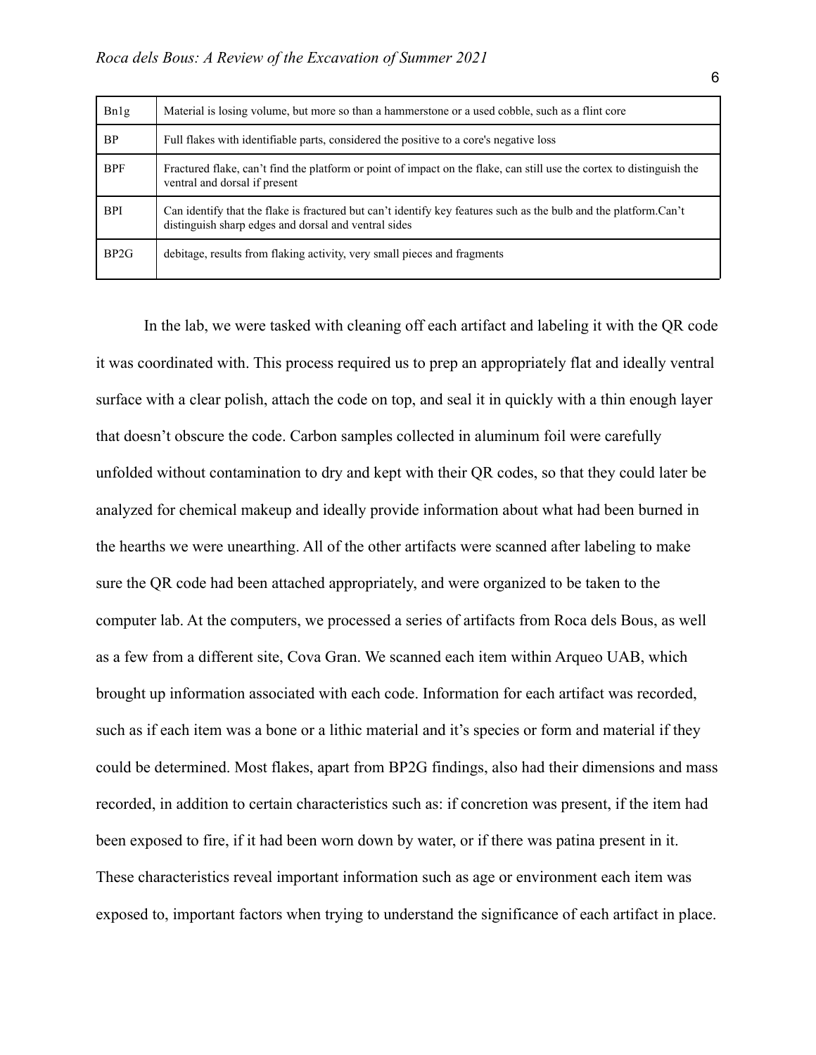| Bn1g | Material is losing volume, but more so than a hammerstone or a used cobble, such as a flint core |
|---|---|
| BP | Full flakes with identifiable parts, considered the positive to a core's negative loss |
| BPF | Fractured flake, can't find the platform or point of impact on the flake, can still use the cortex to distinguish the ventral and dorsal if present |
| BPI | Can identify that the flake is fractured but can't identify key features such as the bulb and the platform.Can't distinguish sharp edges and dorsal and ventral sides |
| BP2G | debitage, results from flaking activity, very small pieces and fragments |

In the lab, we were tasked with cleaning off each artifact and labeling it with the QR code it was coordinated with. This process required us to prep an appropriately flat and ideally ventral surface with a clear polish, attach the code on top, and seal it in quickly with a thin enough layer that doesn't obscure the code. Carbon samples collected in aluminum foil were carefully unfolded without contamination to dry and kept with their QR codes, so that they could later be analyzed for chemical makeup and ideally provide information about what had been burned in the hearths we were unearthing. All of the other artifacts were scanned after labeling to make sure the QR code had been attached appropriately, and were organized to be taken to the computer lab. At the computers, we processed a series of artifacts from Roca dels Bous, as well as a few from a different site, Cova Gran. We scanned each item within Arqueo UAB, which brought up information associated with each code. Information for each artifact was recorded, such as if each item was a bone or a lithic material and it's species or form and material if they could be determined. Most flakes, apart from BP2G findings, also had their dimensions and mass recorded, in addition to certain characteristics such as: if concretion was present, if the item had been exposed to fire, if it had been worn down by water, or if there was patina present in it. These characteristics reveal important information such as age or environment each item was exposed to, important factors when trying to understand the significance of each artifact in place.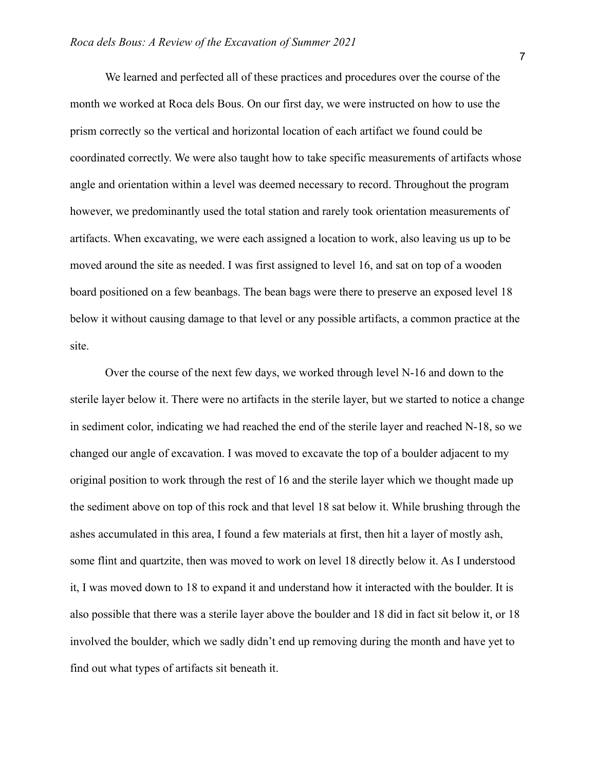We learned and perfected all of these practices and procedures over the course of the month we worked at Roca dels Bous. On our first day, we were instructed on how to use the prism correctly so the vertical and horizontal location of each artifact we found could be coordinated correctly. We were also taught how to take specific measurements of artifacts whose angle and orientation within a level was deemed necessary to record. Throughout the program however, we predominantly used the total station and rarely took orientation measurements of artifacts. When excavating, we were each assigned a location to work, also leaving us up to be moved around the site as needed. I was first assigned to level 16, and sat on top of a wooden board positioned on a few beanbags. The bean bags were there to preserve an exposed level 18 below it without causing damage to that level or any possible artifacts, a common practice at the site.

Over the course of the next few days, we worked through level N-16 and down to the sterile layer below it. There were no artifacts in the sterile layer, but we started to notice a change in sediment color, indicating we had reached the end of the sterile layer and reached N-18, so we changed our angle of excavation. I was moved to excavate the top of a boulder adjacent to my original position to work through the rest of 16 and the sterile layer which we thought made up the sediment above on top of this rock and that level 18 sat below it. While brushing through the ashes accumulated in this area, I found a few materials at first, then hit a layer of mostly ash, some flint and quartzite, then was moved to work on level 18 directly below it. As I understood it, I was moved down to 18 to expand it and understand how it interacted with the boulder. It is also possible that there was a sterile layer above the boulder and 18 did in fact sit below it, or 18 involved the boulder, which we sadly didn't end up removing during the month and have yet to find out what types of artifacts sit beneath it.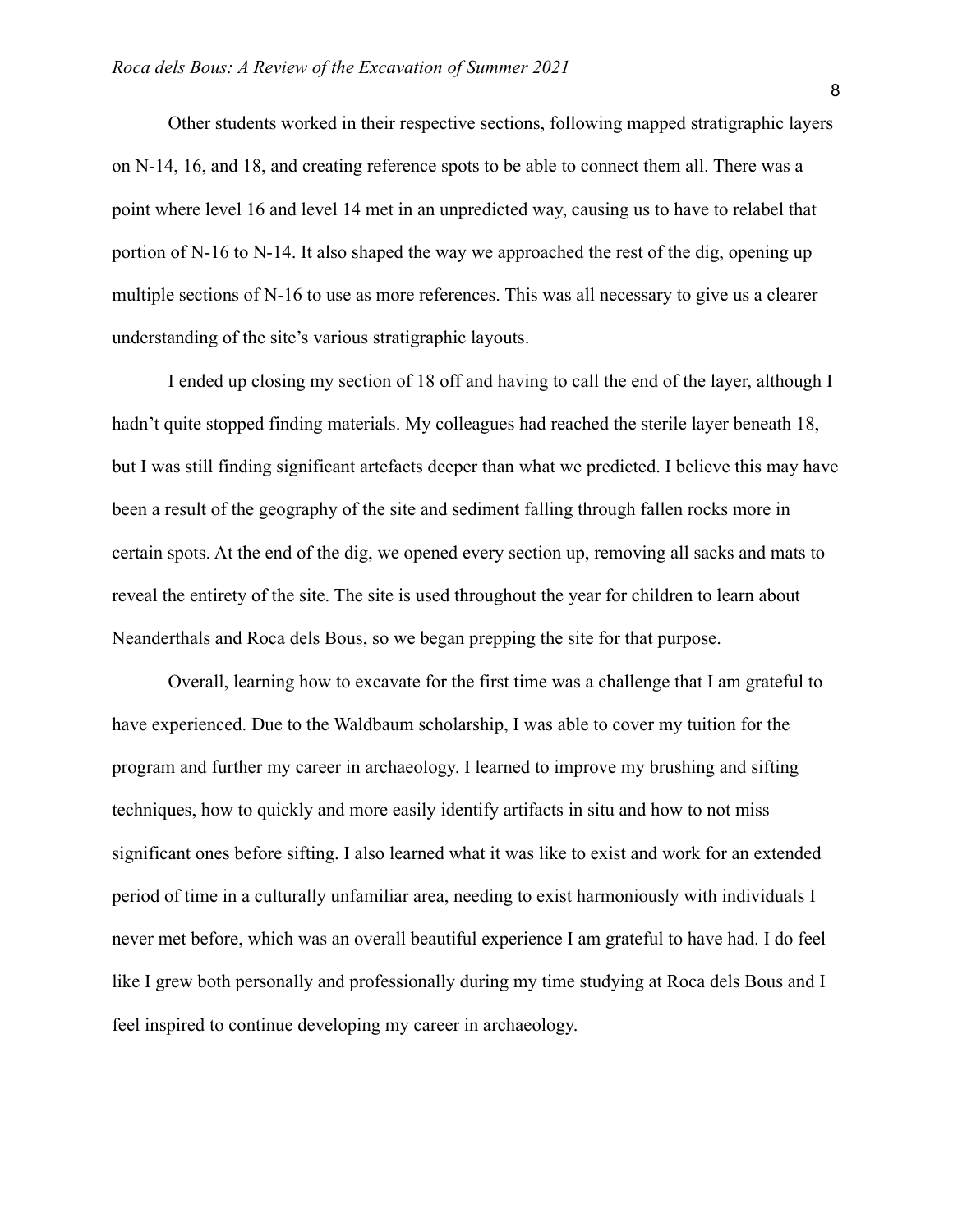Other students worked in their respective sections, following mapped stratigraphic layers on N-14, 16, and 18, and creating reference spots to be able to connect them all. There was a point where level 16 and level 14 met in an unpredicted way, causing us to have to relabel that portion of N-16 to N-14. It also shaped the way we approached the rest of the dig, opening up multiple sections of N-16 to use as more references. This was all necessary to give us a clearer understanding of the site's various stratigraphic layouts.

I ended up closing my section of 18 off and having to call the end of the layer, although I hadn't quite stopped finding materials. My colleagues had reached the sterile layer beneath 18, but I was still finding significant artefacts deeper than what we predicted. I believe this may have been a result of the geography of the site and sediment falling through fallen rocks more in certain spots. At the end of the dig, we opened every section up, removing all sacks and mats to reveal the entirety of the site. The site is used throughout the year for children to learn about Neanderthals and Roca dels Bous, so we began prepping the site for that purpose.

Overall, learning how to excavate for the first time was a challenge that I am grateful to have experienced. Due to the Waldbaum scholarship, I was able to cover my tuition for the program and further my career in archaeology. I learned to improve my brushing and sifting techniques, how to quickly and more easily identify artifacts in situ and how to not miss significant ones before sifting. I also learned what it was like to exist and work for an extended period of time in a culturally unfamiliar area, needing to exist harmoniously with individuals I never met before, which was an overall beautiful experience I am grateful to have had. I do feel like I grew both personally and professionally during my time studying at Roca dels Bous and I feel inspired to continue developing my career in archaeology.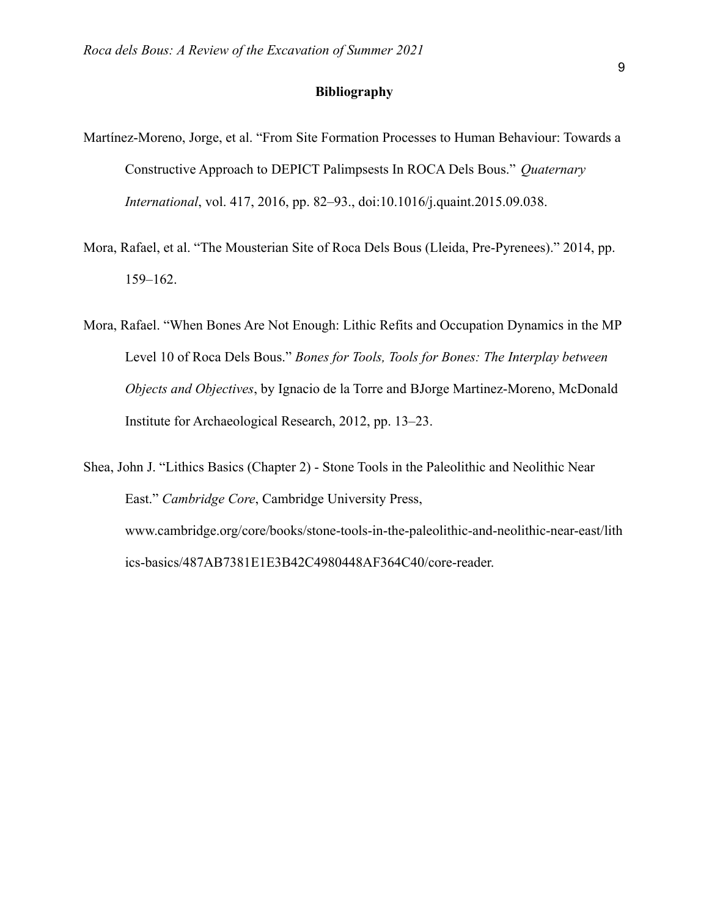## Bibliography

Martínez-Moreno, Jorge, et al. "From Site Formation Processes to Human Behaviour: Towards a Constructive Approach to DEPICT Palimpsests In ROCA Dels Bous." *Quaternary International*, vol. 417, 2016, pp. 82–93., doi:10.1016/j.quaint.2015.09.038.

Mora, Rafael, et al. "The Mousterian Site of Roca Dels Bous (Lleida, Pre-Pyrenees)." 2014, pp. 159–162.

Mora, Rafael. "When Bones Are Not Enough: Lithic Refits and Occupation Dynamics in the MP Level 10 of Roca Dels Bous." *Bones for Tools, Tools for Bones: The Interplay between Objects and Objectives*, by Ignacio de la Torre and BJorge Martinez-Moreno, McDonald Institute for Archaeological Research, 2012, pp. 13–23.

Shea, John J. "Lithics Basics (Chapter 2) - Stone Tools in the Paleolithic and Neolithic Near East." *Cambridge Core*, Cambridge University Press, www.cambridge.org/core/books/stone-tools-in-the-paleolithic-and-neolithic-near-east/lithics-basics/487AB7381E1E3B42C4980448AF364C40/core-reader.